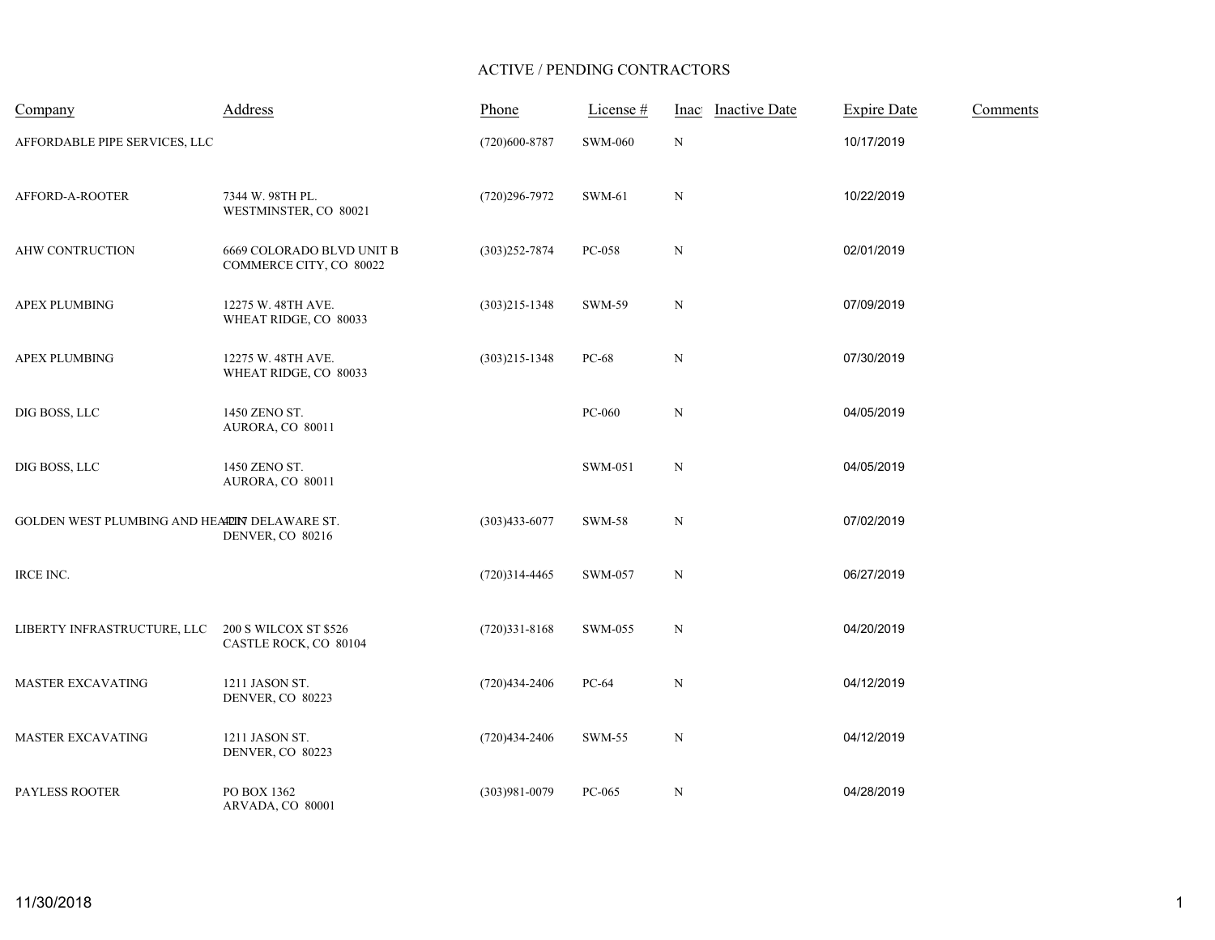# ACTIVE / PENDING CONTRACTORS

| Company | Address | Phone | License # | Inac | Inactive Date | Expire Date | Comments |
|---|---|---|---|---|---|---|---|
| AFFORDABLE PIPE SERVICES, LLC | | (720)600-8787 | SWM-060 | N | | 10/17/2019 | |
| AFFORD-A-ROOTER | 7344 W. 98TH PL.<br>WESTMINSTER, CO 80021 | (720)296-7972 | SWM-61 | N | | 10/22/2019 | |
| AHW CONTRUCTION | 6669 COLORADO BLVD UNIT B<br>COMMERCE CITY, CO 80022 | (303)252-7874 | PC-058 | N | | 02/01/2019 | |
| APEX PLUMBING | 12275 W. 48TH AVE.<br>WHEAT RIDGE, CO 80033 | (303)215-1348 | SWM-59 | N | | 07/09/2019 | |
| APEX PLUMBING | 12275 W. 48TH AVE.<br>WHEAT RIDGE, CO 80033 | (303)215-1348 | PC-68 | N | | 07/30/2019 | |
| DIG BOSS, LLC | 1450 ZENO ST.<br>AURORA, CO 80011 | | PC-060 | N | | 04/05/2019 | |
| DIG BOSS, LLC | 1450 ZENO ST.<br>AURORA, CO 80011 | | SWM-051 | N | | 04/05/2019 | |
| GOLDEN WEST PLUMBING AND HEATIN | 4217 DELAWARE ST.<br>DENVER, CO 80216 | (303)433-6077 | SWM-58 | N | | 07/02/2019 | |
| IRCE INC. | | (720)314-4465 | SWM-057 | N | | 06/27/2019 | |
| LIBERTY INFRASTRUCTURE, LLC | 200 S WILCOX ST $526<br>CASTLE ROCK, CO 80104 | (720)331-8168 | SWM-055 | N | | 04/20/2019 | |
| MASTER EXCAVATING | 1211 JASON ST.<br>DENVER, CO 80223 | (720)434-2406 | PC-64 | N | | 04/12/2019 | |
| MASTER EXCAVATING | 1211 JASON ST.<br>DENVER, CO 80223 | (720)434-2406 | SWM-55 | N | | 04/12/2019 | |
| PAYLESS ROOTER | PO BOX 1362<br>ARVADA, CO 80001 | (303)981-0079 | PC-065 | N | | 04/28/2019 | |

11/30/2018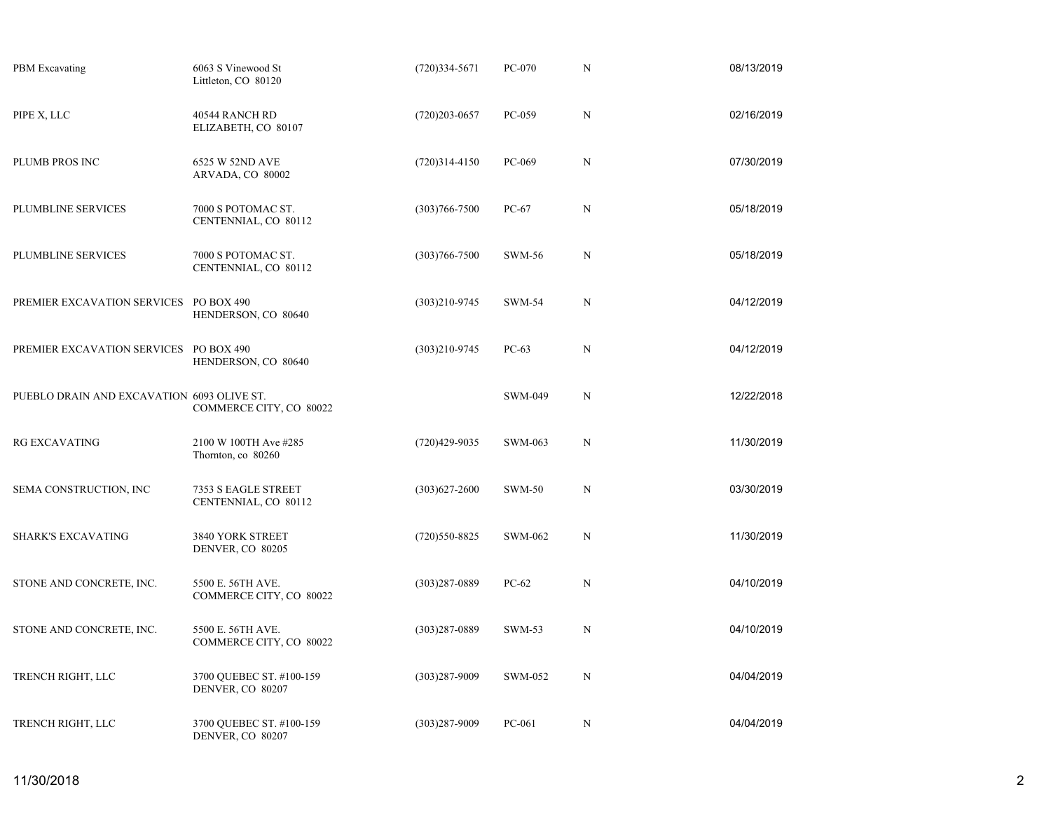| | | | | | |
|---|---|---|---|---|---|
| PBM Excavating | 6063 S Vinewood St<br>Littleton, CO 80120 | (720)334-5671 | PC-070 | N | 08/13/2019 |
| PIPE X, LLC | 40544 RANCH RD<br>ELIZABETH, CO 80107 | (720)203-0657 | PC-059 | N | 02/16/2019 |
| PLUMB PROS INC | 6525 W 52ND AVE<br>ARVADA, CO 80002 | (720)314-4150 | PC-069 | N | 07/30/2019 |
| PLUMBLINE SERVICES | 7000 S POTOMAC ST.<br>CENTENNIAL, CO 80112 | (303)766-7500 | PC-67 | N | 05/18/2019 |
| PLUMBLINE SERVICES | 7000 S POTOMAC ST.<br>CENTENNIAL, CO 80112 | (303)766-7500 | SWM-56 | N | 05/18/2019 |
| PREMIER EXCAVATION SERVICES | PO BOX 490<br>HENDERSON, CO 80640 | (303)210-9745 | SWM-54 | N | 04/12/2019 |
| PREMIER EXCAVATION SERVICES | PO BOX 490<br>HENDERSON, CO 80640 | (303)210-9745 | PC-63 | N | 04/12/2019 |
| PUEBLO DRAIN AND EXCAVATION | 6093 OLIVE ST.<br>COMMERCE CITY, CO 80022 | | SWM-049 | N | 12/22/2018 |
| RG EXCAVATING | 2100 W 100TH Ave #285<br>Thornton, co 80260 | (720)429-9035 | SWM-063 | N | 11/30/2019 |
| SEMA CONSTRUCTION, INC | 7353 S EAGLE STREET<br>CENTENNIAL, CO 80112 | (303)627-2600 | SWM-50 | N | 03/30/2019 |
| SHARK'S EXCAVATING | 3840 YORK STREET<br>DENVER, CO 80205 | (720)550-8825 | SWM-062 | N | 11/30/2019 |
| STONE AND CONCRETE, INC. | 5500 E. 56TH AVE.<br>COMMERCE CITY, CO 80022 | (303)287-0889 | PC-62 | N | 04/10/2019 |
| STONE AND CONCRETE, INC. | 5500 E. 56TH AVE.<br>COMMERCE CITY, CO 80022 | (303)287-0889 | SWM-53 | N | 04/10/2019 |
| TRENCH RIGHT, LLC | 3700 QUEBEC ST. #100-159<br>DENVER, CO 80207 | (303)287-9009 | SWM-052 | N | 04/04/2019 |
| TRENCH RIGHT, LLC | 3700 QUEBEC ST. #100-159<br>DENVER, CO 80207 | (303)287-9009 | PC-061 | N | 04/04/2019 |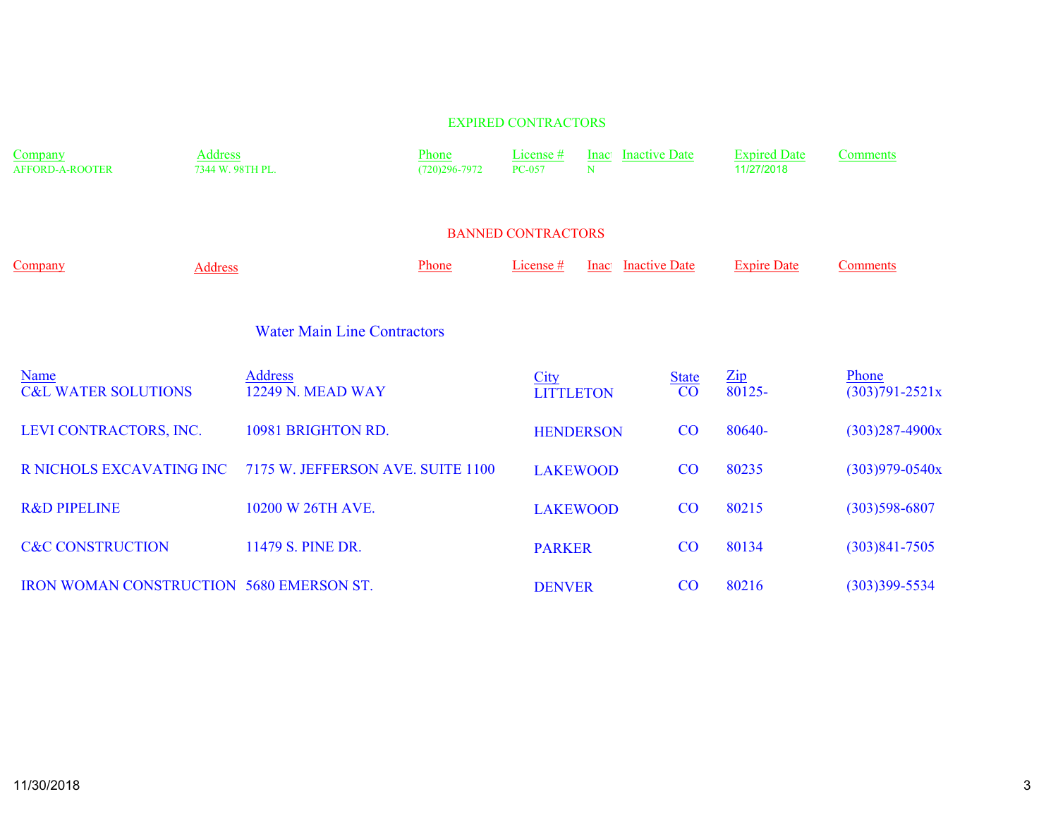## EXPIRED CONTRACTORS

| Company | Address | Phone | License # | Inac | Inactive Date | Expired Date | Comments |
|---|---|---|---|---|---|---|---|
| AFFORD-A-ROOTER | 7344 W. 98TH PL. | (720)296-7972 | PC-057 | N | | 11/27/2018 | |

## BANNED CONTRACTORS

| Company | Address | Phone | License # | Inac | Inactive Date | Expire Date | Comments |
|---|---|---|---|---|---|---|---|

## Water Main Line Contractors

| Name | Address | City | State | Zip | Phone |
|---|---|---|---|---|---|
| C&L WATER SOLUTIONS | 12249 N. MEAD WAY | LITTLETON | CO | 80125- | (303)791-2521x |
| LEVI CONTRACTORS, INC. | 10981 BRIGHTON RD. | HENDERSON | CO | 80640- | (303)287-4900x |
| R NICHOLS EXCAVATING INC | 7175 W. JEFFERSON AVE. SUITE 1100 | LAKEWOOD | CO | 80235 | (303)979-0540x |
| R&D PIPELINE | 10200 W 26TH AVE. | LAKEWOOD | CO | 80215 | (303)598-6807 |
| C&C CONSTRUCTION | 11479 S. PINE DR. | PARKER | CO | 80134 | (303)841-7505 |
| IRON WOMAN CONSTRUCTION | 5680 EMERSON ST. | DENVER | CO | 80216 | (303)399-5534 |

11/30/2018